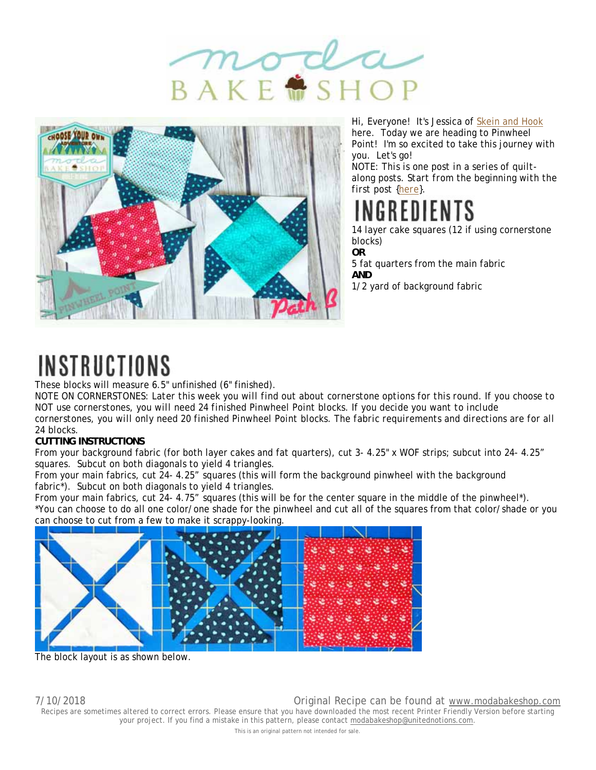Hi, Everyone! It's Jessica of Skein and Hook here. Today we are heading to Pinwheel Point! I'm so excited to take this journey with you. Let's go!

NOTE: This is one post in a series of quilt-along posts. Start from the beginning with the first post {here}.

# INGREDIENTS

14 layer cake squares (12 if using cornerstone blocks)

**OR**

5 fat quarters from the main fabric

**AND**

1/2 yard of background fabric

# INSTRUCTIONS

These blocks will measure 6.5" unfinished (6" finished).

NOTE ON CORNERSTONES: Later this week you will find out about cornerstone options for this round. If you choose to NOT use cornerstones, you will need 24 finished Pinwheel Point blocks. If you decide you want to include cornerstones, you will only need 20 finished Pinwheel Point blocks. The fabric requirements and directions are for all 24 blocks.

**CUTTING INSTRUCTIONS**

From your background fabric (for both layer cakes and fat quarters), cut 3- 4.25" x WOF strips; subcut into 24- 4.25" squares. Subcut on both diagonals to yield 4 triangles.

From your main fabrics, cut 24- 4.25" squares (this will form the background pinwheel with the background fabric*). Subcut on both diagonals to yield 4 triangles.

From your main fabrics, cut 24- 4.75" squares (this will be for the center square in the middle of the pinwheel*).

*You can choose to do all one color/one shade for the pinwheel and cut all of the squares from that color/shade or you can choose to cut from a few to make it scrappy-looking.

The block layout is as shown below.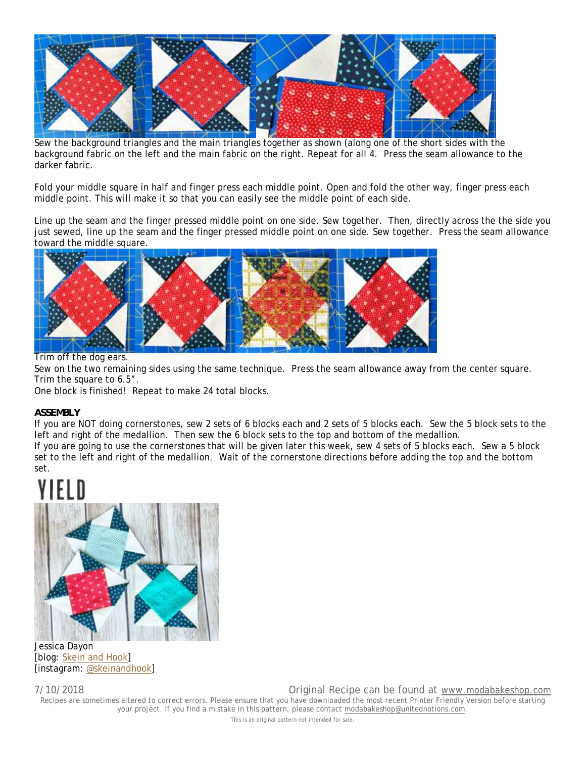Sew the background triangles and the main triangles together as shown (along one of the short sides with the background fabric on the left and the main fabric on the right. Repeat for all 4. Press the seam allowance to the darker fabric.

Fold your middle square in half and finger press each middle point. Open and fold the other way, finger press each middle point. This will make it so that you can easily see the middle point of each side.

Line up the seam and the finger pressed middle point on one side. Sew together. Then, directly across the the side you just sewed, line up the seam and the finger pressed middle point on one side. Sew together. Press the seam allowance toward the middle square.

Trim off the dog ears.
Sew on the two remaining sides using the same technique. Press the seam allowance away from the center square. Trim the square to 6.5".
One block is finished! Repeat to make 24 total blocks.

**ASSEMBLY**

If you are NOT doing cornerstones, sew 2 sets of 6 blocks each and 2 sets of 5 blocks each. Sew the 5 block sets to the left and right of the medallion. Then sew the 6 block sets to the top and bottom of the medallion.
If you are going to use the cornerstones that will be given later this week, sew 4 sets of 5 blocks each. Sew a 5 block set to the left and right of the medallion. Wait of the cornerstone directions before adding the top and the bottom set.

# YIELD

Jessica Dayon
[blog: Skein and Hook]
[instagram: @skeinandhook]

7/10/2018 Original Recipe can be found at www.modabakeshop.com

Recipes are sometimes altered to correct errors. Please ensure that you have downloaded the most recent Printer Friendly Version before starting your project. If you find a mistake in this pattern, please contact modabakeshop@unitednotions.com.

This is an original pattern not intended for sale.